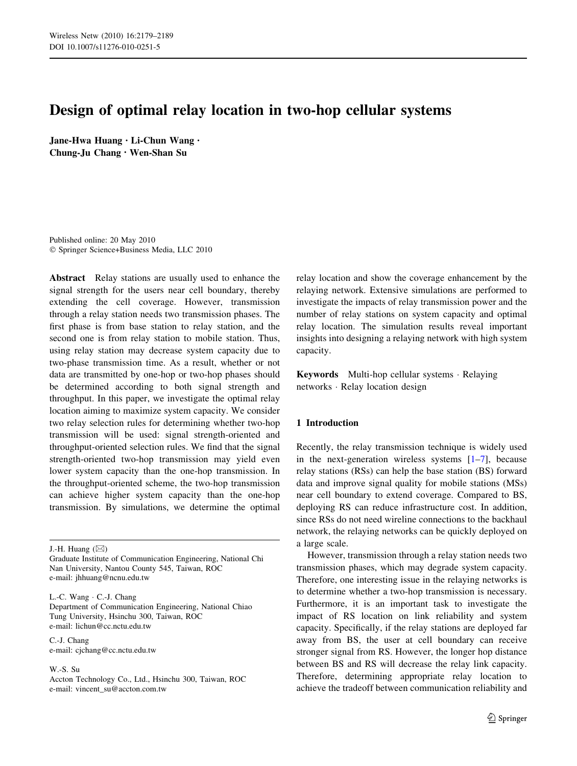# Design of optimal relay location in two-hop cellular systems

**Jane-Hwa Huang · Li-Chun Wang · Chung-Ju Chang · Wen-Shan Su**

Published online: 20 May 2010
© Springer Science+Business Media, LLC 2010

**Abstract** Relay stations are usually used to enhance the signal strength for the users near cell boundary, thereby extending the cell coverage. However, transmission through a relay station needs two transmission phases. The first phase is from base station to relay station, and the second one is from relay station to mobile station. Thus, using relay station may decrease system capacity due to two-phase transmission time. As a result, whether or not data are transmitted by one-hop or two-hop phases should be determined according to both signal strength and throughput. In this paper, we investigate the optimal relay location aiming to maximize system capacity. We consider two relay selection rules for determining whether two-hop transmission will be used: signal strength-oriented and throughput-oriented selection rules. We find that the signal strength-oriented two-hop transmission may yield even lower system capacity than the one-hop transmission. In the throughput-oriented scheme, the two-hop transmission can achieve higher system capacity than the one-hop transmission. By simulations, we determine the optimal relay location and show the coverage enhancement by the relaying network. Extensive simulations are performed to investigate the impacts of relay transmission power and the number of relay stations on system capacity and optimal relay location. The simulation results reveal important insights into designing a relaying network with high system capacity.

**Keywords** Multi-hop cellular systems · Relaying networks · Relay location design

J.-H. Huang (✉)
Graduate Institute of Communication Engineering, National Chi Nan University, Nantou County 545, Taiwan, ROC
e-mail: jhhuang@ncnu.edu.tw

L.-C. Wang · C.-J. Chang
Department of Communication Engineering, National Chiao Tung University, Hsinchu 300, Taiwan, ROC
e-mail: lichun@cc.nctu.edu.tw

C.-J. Chang
e-mail: cjchang@cc.nctu.edu.tw

W.-S. Su
Accton Technology Co., Ltd., Hsinchu 300, Taiwan, ROC
e-mail: vincent_su@accton.com.tw

## 1 Introduction

Recently, the relay transmission technique is widely used in the next-generation wireless systems [1–7], because relay stations (RSs) can help the base station (BS) forward data and improve signal quality for mobile stations (MSs) near cell boundary to extend coverage. Compared to BS, deploying RS can reduce infrastructure cost. In addition, since RSs do not need wireline connections to the backhaul network, the relaying networks can be quickly deployed on a large scale.

However, transmission through a relay station needs two transmission phases, which may degrade system capacity. Therefore, one interesting issue in the relaying networks is to determine whether a two-hop transmission is necessary. Furthermore, it is an important task to investigate the impact of RS location on link reliability and system capacity. Specifically, if the relay stations are deployed far away from BS, the user at cell boundary can receive stronger signal from RS. However, the longer hop distance between BS and RS will decrease the relay link capacity. Therefore, determining appropriate relay location to achieve the tradeoff between communication reliability and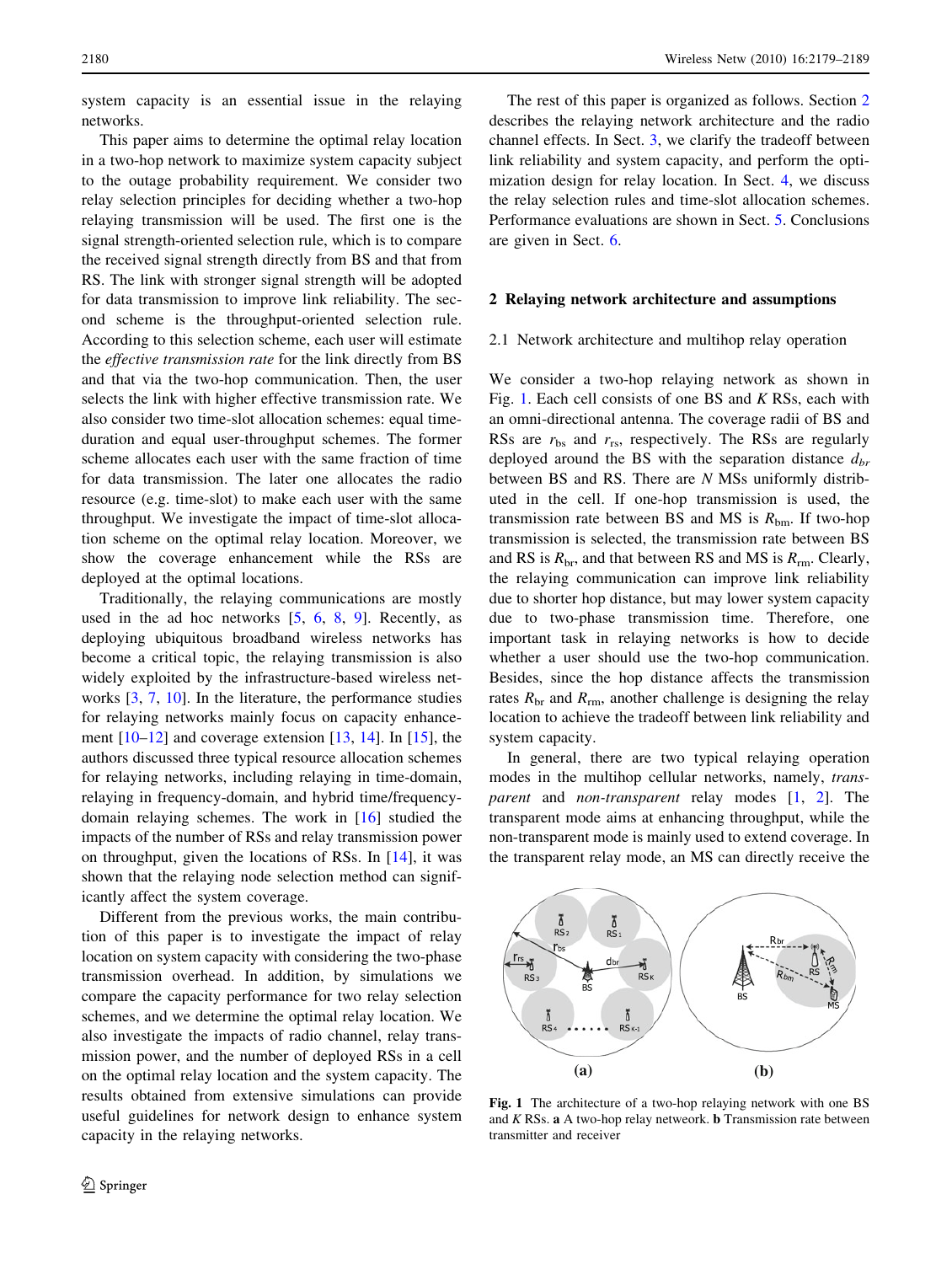system capacity is an essential issue in the relaying networks.

This paper aims to determine the optimal relay location in a two-hop network to maximize system capacity subject to the outage probability requirement. We consider two relay selection principles for deciding whether a two-hop relaying transmission will be used. The first one is the signal strength-oriented selection rule, which is to compare the received signal strength directly from BS and that from RS. The link with stronger signal strength will be adopted for data transmission to improve link reliability. The second scheme is the throughput-oriented selection rule. According to this selection scheme, each user will estimate the *effective transmission rate* for the link directly from BS and that via the two-hop communication. Then, the user selects the link with higher effective transmission rate. We also consider two time-slot allocation schemes: equal time-duration and equal user-throughput schemes. The former scheme allocates each user with the same fraction of time for data transmission. The later one allocates the radio resource (e.g. time-slot) to make each user with the same throughput. We investigate the impact of time-slot allocation scheme on the optimal relay location. Moreover, we show the coverage enhancement while the RSs are deployed at the optimal locations.

Traditionally, the relaying communications are mostly used in the ad hoc networks [5, 6, 8, 9]. Recently, as deploying ubiquitous broadband wireless networks has become a critical topic, the relaying transmission is also widely exploited by the infrastructure-based wireless networks [3, 7, 10]. In the literature, the performance studies for relaying networks mainly focus on capacity enhancement [10–12] and coverage extension [13, 14]. In [15], the authors discussed three typical resource allocation schemes for relaying networks, including relaying in time-domain, relaying in frequency-domain, and hybrid time/frequency-domain relaying schemes. The work in [16] studied the impacts of the number of RSs and relay transmission power on throughput, given the locations of RSs. In [14], it was shown that the relaying node selection method can significantly affect the system coverage.

Different from the previous works, the main contribution of this paper is to investigate the impact of relay location on system capacity with considering the two-phase transmission overhead. In addition, by simulations we compare the capacity performance for two relay selection schemes, and we determine the optimal relay location. We also investigate the impacts of radio channel, relay transmission power, and the number of deployed RSs in a cell on the optimal relay location and the system capacity. The results obtained from extensive simulations can provide useful guidelines for network design to enhance system capacity in the relaying networks.

The rest of this paper is organized as follows. Section 2 describes the relaying network architecture and the radio channel effects. In Sect. 3, we clarify the tradeoff between link reliability and system capacity, and perform the optimization design for relay location. In Sect. 4, we discuss the relay selection rules and time-slot allocation schemes. Performance evaluations are shown in Sect. 5. Conclusions are given in Sect. 6.

## 2 Relaying network architecture and assumptions

### 2.1 Network architecture and multihop relay operation

We consider a two-hop relaying network as shown in Fig. 1. Each cell consists of one BS and $K$ RSs, each with an omni-directional antenna. The coverage radii of BS and RSs are $r_{bs}$ and $r_{rs}$, respectively. The RSs are regularly deployed around the BS with the separation distance $d_{br}$ between BS and RS. There are $N$ MSs uniformly distributed in the cell. If one-hop transmission is used, the transmission rate between BS and MS is $R_{bm}$. If two-hop transmission is selected, the transmission rate between BS and RS is $R_{br}$, and that between RS and MS is $R_{rm}$. Clearly, the relaying communication can improve link reliability due to shorter hop distance, but may lower system capacity due to two-phase transmission time. Therefore, one important task in relaying networks is how to decide whether a user should use the two-hop communication. Besides, since the hop distance affects the transmission rates $R_{br}$ and $R_{rm}$, another challenge is designing the relay location to achieve the tradeoff between link reliability and system capacity.

In general, there are two typical relaying operation modes in the multihop cellular networks, namely, *transparent* and *non-transparent* relay modes [1, 2]. The transparent mode aims at enhancing throughput, while the non-transparent mode is mainly used to extend coverage. In the transparent relay mode, an MS can directly receive the

**Fig. 1** The architecture of a two-hop relaying network with one BS and $K$ RSs. **a** A two-hop relay netweork. **b** Transmission rate between transmitter and receiver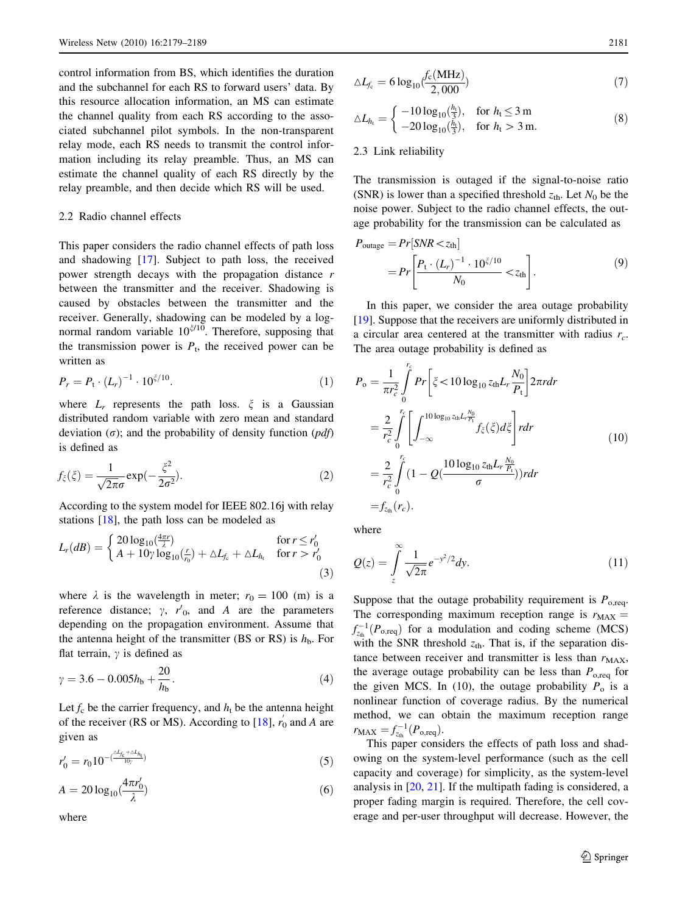control information from BS, which identifies the duration and the subchannel for each RS to forward users' data. By this resource allocation information, an MS can estimate the channel quality from each RS according to the associated subchannel pilot symbols. In the non-transparent relay mode, each RS needs to transmit the control information including its relay preamble. Thus, an MS can estimate the channel quality of each RS directly by the relay preamble, and then decide which RS will be used.

### 2.2 Radio channel effects

This paper considers the radio channel effects of path loss and shadowing [17]. Subject to path loss, the received power strength decays with the propagation distance $r$ between the transmitter and the receiver. Shadowing is caused by obstacles between the transmitter and the receiver. Generally, shadowing can be modeled by a log-normal random variable $10^{\xi/10}$. Therefore, supposing that the transmission power is $P_t$, the received power can be written as

$$P_r = P_t \cdot (L_r)^{-1} \cdot 10^{\xi/10}. \tag{1}$$

where $L_r$ represents the path loss. $\xi$ is a Gaussian distributed random variable with zero mean and standard deviation ($\sigma$); and the probability of density function (*pdf*) is defined as

$$f_\xi(\xi) = \frac{1}{\sqrt{2\pi}\sigma}\exp(-\frac{\xi^2}{2\sigma^2}). \tag{2}$$

According to the system model for IEEE 802.16j with relay stations [18], the path loss can be modeled as

$$L_r(dB) = \begin{cases} 20\log_{10}(\frac{4\pi r}{\lambda}) & \text{for } r \le r'_0 \\ A + 10\gamma\log_{10}(\frac{r}{r_0}) + \triangle L_{f_c} + \triangle L_{h_t} & \text{for } r > r'_0 \end{cases} \tag{3}$$

where $\lambda$ is the wavelength in meter; $r_0 = 100$ (m) is a reference distance; $\gamma$, $r'_0$, and $A$ are the parameters depending on the propagation environment. Assume that the antenna height of the transmitter (BS or RS) is $h_b$. For flat terrain, $\gamma$ is defined as

$$\gamma = 3.6 - 0.005h_b + \frac{20}{h_b}. \tag{4}$$

Let $f_c$ be the carrier frequency, and $h_t$ be the antenna height of the receiver (RS or MS). According to [18], $r'_0$ and $A$ are given as

$$r'_0 = r_0 10^{-(\frac{\triangle L_{f_c} + \triangle L_{h_t}}{10\gamma})} \tag{5}$$

$$A = 20\log_{10}(\frac{4\pi r'_0}{\lambda}) \tag{6}$$

where

$$\triangle L_{f_c} = 6\log_{10}(\frac{f_c(\text{MHz})}{2{,}000}) \tag{7}$$

$$\triangle L_{h_t} = \begin{cases} -10\log_{10}(\frac{h_t}{3}), & \text{for } h_t \le 3\,\text{m} \\ -20\log_{10}(\frac{h_t}{3}), & \text{for } h_t > 3\,\text{m}. \end{cases} \tag{8}$$

### 2.3 Link reliability

The transmission is outaged if the signal-to-noise ratio (SNR) is lower than a specified threshold $z_{th}$. Let $N_0$ be the noise power. Subject to the radio channel effects, the outage probability for the transmission can be calculated as

$$\begin{aligned} P_{\text{outage}} &= Pr[SNR < z_{th}] \\ &= Pr\left[\frac{P_t \cdot (L_r)^{-1} \cdot 10^{\xi/10}}{N_0} < z_{th}\right]. \end{aligned} \tag{9}$$

In this paper, we consider the area outage probability [19]. Suppose that the receivers are uniformly distributed in a circular area centered at the transmitter with radius $r_c$. The area outage probability is defined as

$$\begin{aligned} P_o &= \frac{1}{\pi r_c^2}\int_0^{r_c} Pr\left[\xi < 10\log_{10} z_{th} L_r \frac{N_0}{P_t}\right] 2\pi r dr \\ &= \frac{2}{r_c^2}\int_0^{r_c}\left[\int_{-\infty}^{10\log_{10} z_{th} L_r \frac{N_0}{P_t}} f_\xi(\xi)d\xi\right] r dr \\ &= \frac{2}{r_c^2}\int_0^{r_c}(1 - Q(\frac{10\log_{10} z_{th} L_r \frac{N_0}{P_t}}{\sigma}))r dr \\ &= f_{z_{th}}(r_c). \end{aligned} \tag{10}$$

where

$$Q(z) = \int_z^{\infty}\frac{1}{\sqrt{2\pi}}e^{-y^2/2}dy. \tag{11}$$

Suppose that the outage probability requirement is $P_{o,\text{req}}$. The corresponding maximum reception range is $r_{\text{MAX}} = f_{z_{th}}^{-1}(P_{o,\text{req}})$ for a modulation and coding scheme (MCS) with the SNR threshold $z_{th}$. That is, if the separation distance between receiver and transmitter is less than $r_{\text{MAX}}$, the average outage probability can be less than $P_{o,\text{req}}$ for the given MCS. In (10), the outage probability $P_o$ is a nonlinear function of coverage radius. By the numerical method, we can obtain the maximum reception range $r_{\text{MAX}} = f_{z_{th}}^{-1}(P_{o,\text{req}})$.

This paper considers the effects of path loss and shadowing on the system-level performance (such as the cell capacity and coverage) for simplicity, as the system-level analysis in [20, 21]. If the multipath fading is considered, a proper fading margin is required. Therefore, the cell coverage and per-user throughput will decrease. However, the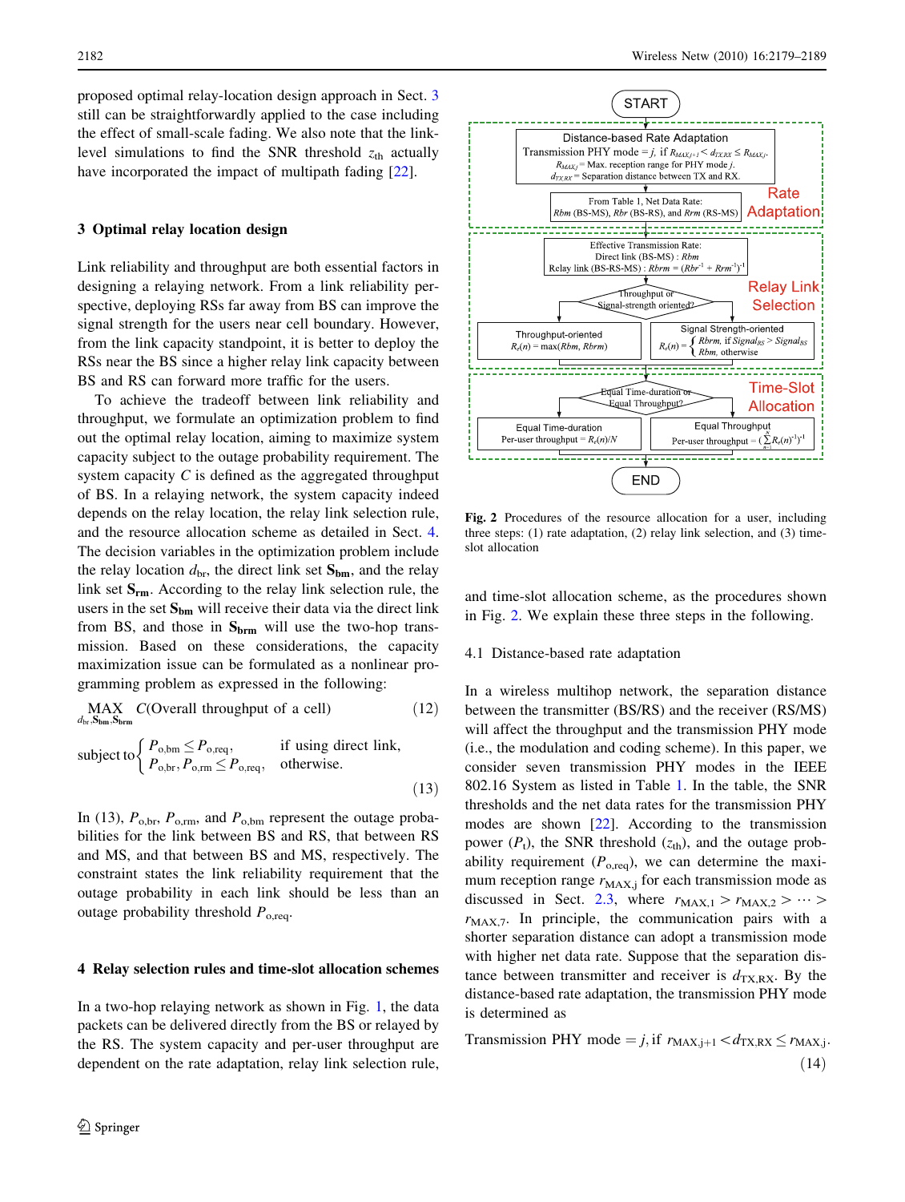proposed optimal relay-location design approach in Sect. 3 still can be straightforwardly applied to the case including the effect of small-scale fading. We also note that the link-level simulations to find the SNR threshold $z_{th}$ actually have incorporated the impact of multipath fading [22].

## 3 Optimal relay location design

Link reliability and throughput are both essential factors in designing a relaying network. From a link reliability perspective, deploying RSs far away from BS can improve the signal strength for the users near cell boundary. However, from the link capacity standpoint, it is better to deploy the RSs near the BS since a higher relay link capacity between BS and RS can forward more traffic for the users.

To achieve the tradeoff between link reliability and throughput, we formulate an optimization problem to find out the optimal relay location, aiming to maximize system capacity subject to the outage probability requirement. The system capacity $C$ is defined as the aggregated throughput of BS. In a relaying network, the system capacity indeed depends on the relay location, the relay link selection rule, and the resource allocation scheme as detailed in Sect. 4. The decision variables in the optimization problem include the relay location $d_{br}$, the direct link set $\mathbf{S_{bm}}$, and the relay link set $\mathbf{S_{rm}}$. According to the relay link selection rule, the users in the set $\mathbf{S_{bm}}$ will receive their data via the direct link from BS, and those in $\mathbf{S_{brm}}$ will use the two-hop transmission. Based on these considerations, the capacity maximization issue can be formulated as a nonlinear programming problem as expressed in the following:

$$\underset{d_{br},\mathbf{S_{bm}},\mathbf{S_{brm}}}{\text{MAX}} \quad C(\text{Overall throughput of a cell}) \tag{12}$$

$$\text{subject to} \begin{cases} P_{o,bm} \le P_{o,req}, & \text{if using direct link,} \\ P_{o,br}, P_{o,rm} \le P_{o,req}, & \text{otherwise.} \end{cases} \tag{13}$$

In (13), $P_{o,br}$, $P_{o,rm}$, and $P_{o,bm}$ represent the outage probabilities for the link between BS and RS, that between RS and MS, and that between BS and MS, respectively. The constraint states the link reliability requirement that the outage probability in each link should be less than an outage probability threshold $P_{o,req}$.

## 4 Relay selection rules and time-slot allocation schemes

In a two-hop relaying network as shown in Fig. 1, the data packets can be delivered directly from the BS or relayed by the RS. The system capacity and per-user throughput are dependent on the rate adaptation, relay link selection rule, and time-slot allocation scheme, as the procedures shown in Fig. 2. We explain these three steps in the following.

START

**Rate Adaptation**
- Distance-based Rate Adaptation: Transmission PHY mode = $j$, if $R_{MAX,j+1} < d_{TX,RX} \le R_{MAX,j}$. $R_{MAX,j}$ = Max. reception range for PHY mode $j$. $d_{TX,RX}$ = Separation distance between TX and RX.
- From Table 1, Net Data Rate: $Rbm$ (BS-MS), $Rbr$ (BS-RS), and $Rrm$ (RS-MS)

**Relay Link Selection**
- Effective Transmission Rate: Direct link (BS-MS) : $Rbm$; Relay link (BS-RS-MS) : $Rbrm = (Rbr^{-1} + Rrm^{-1})^{-1}$
- Throughput or Signal-strength oriented?
  - Throughput-oriented: $R_e(n) = \max(Rbm, Rbrm)$
  - Signal Strength-oriented: $R_e(n) = \begin{cases} Rbrm, & \text{if } Signal_{RS} > Signal_{BS} \\ Rbm, & \text{otherwise} \end{cases}$

**Time-Slot Allocation**
- Equal Time-duration or Equal Throughput?
  - Equal Time-duration: Per-user throughput = $R_e(n)/N$
  - Equal Throughput: Per-user throughput = $(\sum_{n=1}^{N} R_e(n)^{-1})^{-1}$

END

**Fig. 2** Procedures of the resource allocation for a user, including three steps: (1) rate adaptation, (2) relay link selection, and (3) time-slot allocation

### 4.1 Distance-based rate adaptation

In a wireless multihop network, the separation distance between the transmitter (BS/RS) and the receiver (RS/MS) will affect the throughput and the transmission PHY mode (i.e., the modulation and coding scheme). In this paper, we consider seven transmission PHY modes in the IEEE 802.16 System as listed in Table 1. In the table, the SNR thresholds and the net data rates for the transmission PHY modes are shown [22]. According to the transmission power ($P_t$), the SNR threshold ($z_{th}$), and the outage probability requirement ($P_{o,req}$), we can determine the maximum reception range $r_{MAX,j}$ for each transmission mode as discussed in Sect. 2.3, where $r_{MAX,1} > r_{MAX,2} > \cdots > r_{MAX,7}$. In principle, the communication pairs with a shorter separation distance can adopt a transmission mode with higher net data rate. Suppose that the separation distance between transmitter and receiver is $d_{TX,RX}$. By the distance-based rate adaptation, the transmission PHY mode is determined as

$$\text{Transmission PHY mode} = j, \text{if } r_{MAX,j+1} < d_{TX,RX} \le r_{MAX,j}. \tag{14}$$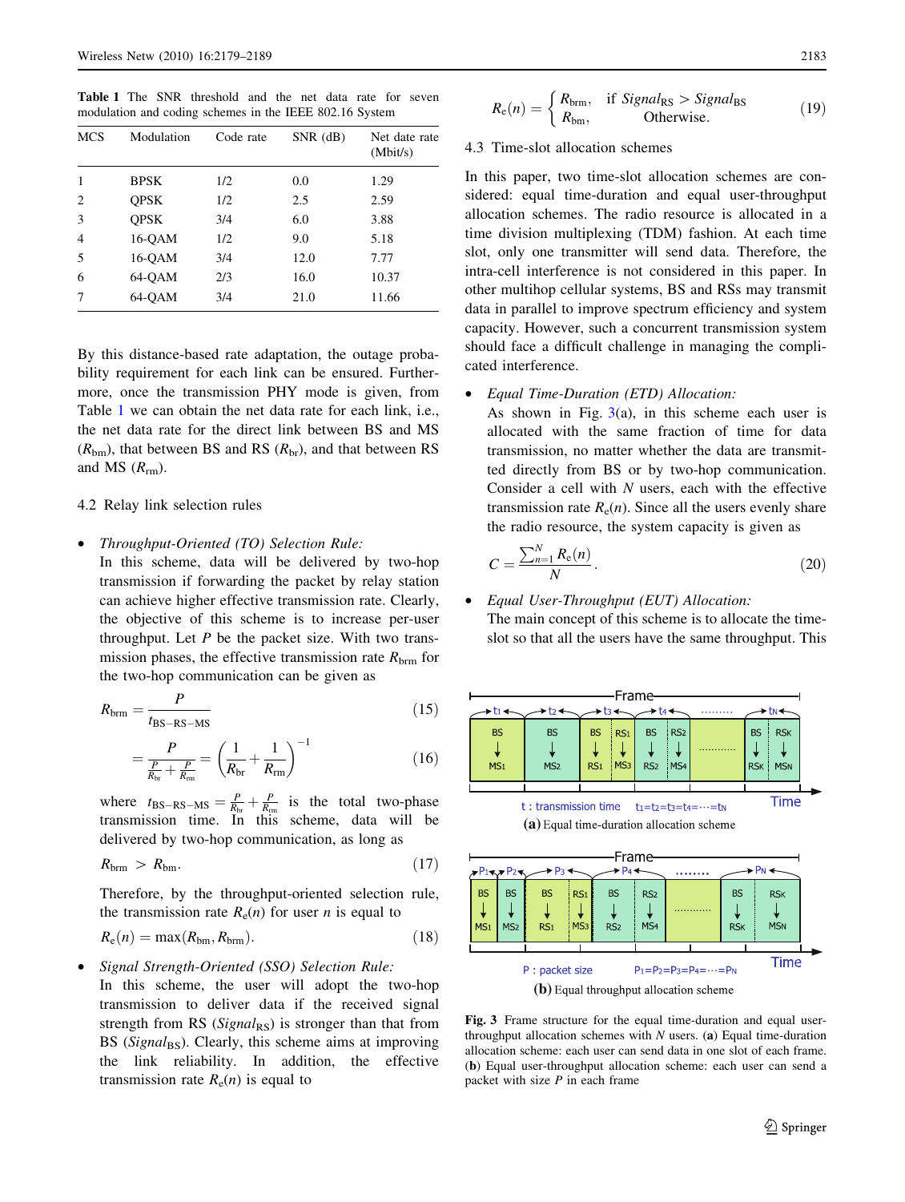**Table 1** The SNR threshold and the net data rate for seven modulation and coding schemes in the IEEE 802.16 System

| MCS | Modulation | Code rate | SNR (dB) | Net date rate (Mbit/s) |
|---|---|---|---|---|
| 1 | BPSK | 1/2 | 0.0 | 1.29 |
| 2 | QPSK | 1/2 | 2.5 | 2.59 |
| 3 | QPSK | 3/4 | 6.0 | 3.88 |
| 4 | 16-QAM | 1/2 | 9.0 | 5.18 |
| 5 | 16-QAM | 3/4 | 12.0 | 7.77 |
| 6 | 64-QAM | 2/3 | 16.0 | 10.37 |
| 7 | 64-QAM | 3/4 | 21.0 | 11.66 |

By this distance-based rate adaptation, the outage probability requirement for each link can be ensured. Furthermore, once the transmission PHY mode is given, from Table 1 we can obtain the net data rate for each link, i.e., the net data rate for the direct link between BS and MS ($R_{\text{bm}}$), that between BS and RS ($R_{\text{br}}$), and that between RS and MS ($R_{\text{rm}}$).

### 4.2 Relay link selection rules

- *Throughput-Oriented (TO) Selection Rule:*
  In this scheme, data will be delivered by two-hop transmission if forwarding the packet by relay station can achieve higher effective transmission rate. Clearly, the objective of this scheme is to increase per-user throughput. Let $P$ be the packet size. With two transmission phases, the effective transmission rate $R_{\text{brm}}$ for the two-hop communication can be given as

$$R_{\text{brm}} = \frac{P}{t_{\text{BS-RS-MS}}} \tag{15}$$

$$= \frac{P}{\frac{P}{R_{\text{br}}} + \frac{P}{R_{\text{rm}}}} = \left(\frac{1}{R_{\text{br}}} + \frac{1}{R_{\text{rm}}}\right)^{-1} \tag{16}$$

  where $t_{\text{BS-RS-MS}} = \frac{P}{R_{\text{br}}} + \frac{P}{R_{\text{rm}}}$ is the total two-phase transmission time. In this scheme, data will be delivered by two-hop communication, as long as

$$R_{\text{brm}} > R_{\text{bm}}. \tag{17}$$

  Therefore, by the throughput-oriented selection rule, the transmission rate $R_{\text{e}}(n)$ for user $n$ is equal to

$$R_{\text{e}}(n) = \max(R_{\text{bm}}, R_{\text{brm}}). \tag{18}$$

- *Signal Strength-Oriented (SSO) Selection Rule:*
  In this scheme, the user will adopt the two-hop transmission to deliver data if the received signal strength from RS ($Signal_{\text{RS}}$) is stronger than that from BS ($Signal_{\text{BS}}$). Clearly, this scheme aims at improving the link reliability. In addition, the effective transmission rate $R_{\text{e}}(n)$ is equal to

$$R_{\text{e}}(n) = \begin{cases} R_{\text{brm}}, & \text{if } Signal_{\text{RS}} > Signal_{\text{BS}} \\ R_{\text{bm}}, & \text{Otherwise.} \end{cases} \tag{19}$$

### 4.3 Time-slot allocation schemes

In this paper, two time-slot allocation schemes are considered: equal time-duration and equal user-throughput allocation schemes. The radio resource is allocated in a time division multiplexing (TDM) fashion. At each time slot, only one transmitter will send data. Therefore, the intra-cell interference is not considered in this paper. In other multihop cellular systems, BS and RSs may transmit data in parallel to improve spectrum efficiency and system capacity. However, such a concurrent transmission system should face a difficult challenge in managing the complicated interference.

- *Equal Time-Duration (ETD) Allocation:*
  As shown in Fig. 3(a), in this scheme each user is allocated with the same fraction of time for data transmission, no matter whether the data are transmitted directly from BS or by two-hop communication. Consider a cell with $N$ users, each with the effective transmission rate $R_{\text{e}}(n)$. Since all the users evenly share the radio resource, the system capacity is given as

$$C = \frac{\sum_{n=1}^{N} R_{\text{e}}(n)}{N}. \tag{20}$$

- *Equal User-Throughput (EUT) Allocation:*
  The main concept of this scheme is to allocate the time-slot so that all the users have the same throughput. This

**Fig. 3** Frame structure for the equal time-duration and equal user-throughput allocation schemes with $N$ users. (**a**) Equal time-duration allocation scheme: each user can send data in one slot of each frame. (**b**) Equal user-throughput allocation scheme: each user can send a packet with size $P$ in each frame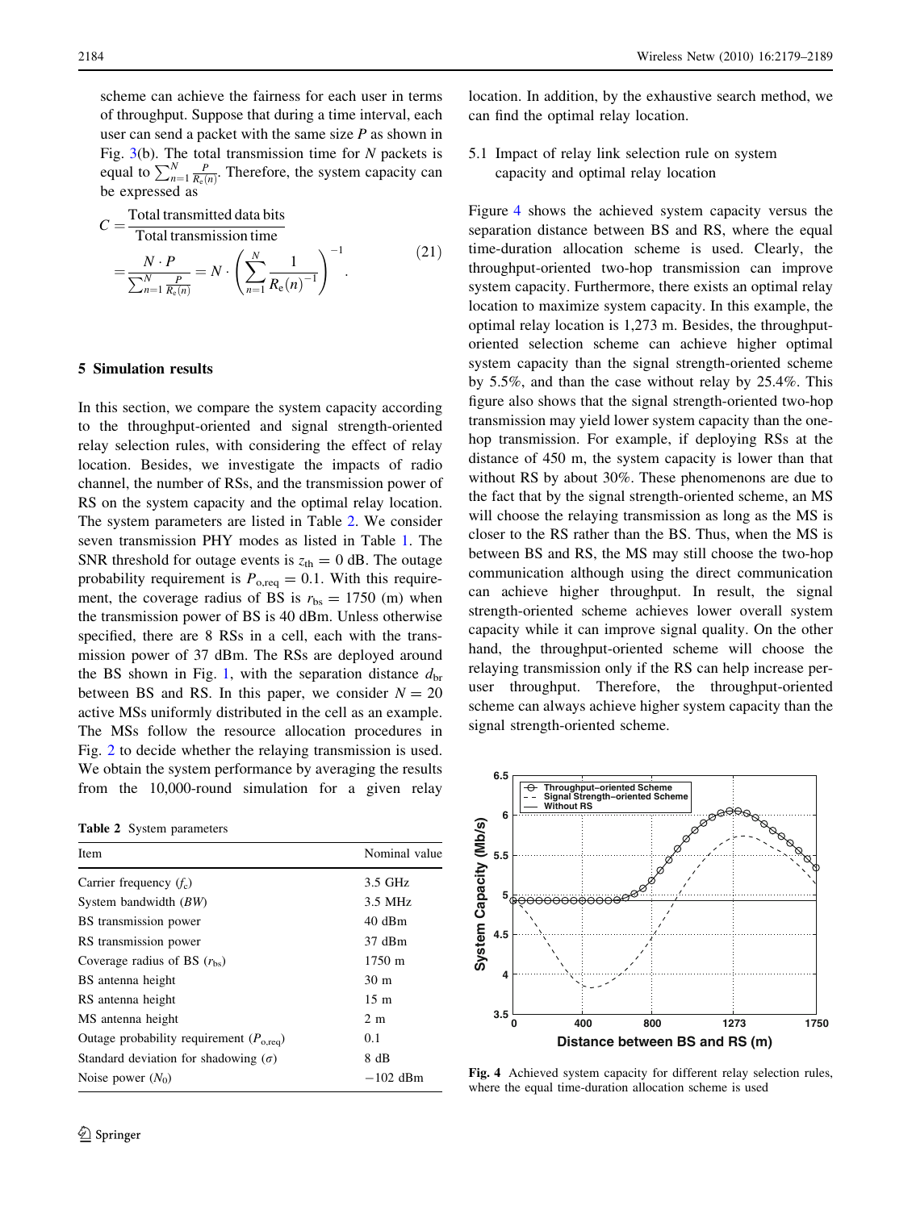scheme can achieve the fairness for each user in terms of throughput. Suppose that during a time interval, each user can send a packet with the same size $P$ as shown in Fig. 3(b). The total transmission time for $N$ packets is equal to $\sum_{n=1}^{N} \frac{P}{R_e(n)}$. Therefore, the system capacity can be expressed as

$$C = \frac{\text{Total transmitted data bits}}{\text{Total transmission time}} = \frac{N \cdot P}{\sum_{n=1}^{N} \frac{P}{R_e(n)}} = N \cdot \left( \sum_{n=1}^{N} \frac{1}{R_e(n)^{-1}} \right)^{-1}. \quad (21)$$

## 5 Simulation results

In this section, we compare the system capacity according to the throughput-oriented and signal strength-oriented relay selection rules, with considering the effect of relay location. Besides, we investigate the impacts of radio channel, the number of RSs, and the transmission power of RS on the system capacity and the optimal relay location. The system parameters are listed in Table 2. We consider seven transmission PHY modes as listed in Table 1. The SNR threshold for outage events is $z_{\text{th}} = 0$ dB. The outage probability requirement is $P_{\text{o,req}} = 0.1$. With this requirement, the coverage radius of BS is $r_{\text{bs}} = 1750$ (m) when the transmission power of BS is 40 dBm. Unless otherwise specified, there are 8 RSs in a cell, each with the transmission power of 37 dBm. The RSs are deployed around the BS shown in Fig. 1, with the separation distance $d_{\text{br}}$ between BS and RS. In this paper, we consider $N = 20$ active MSs uniformly distributed in the cell as an example. The MSs follow the resource allocation procedures in Fig. 2 to decide whether the relaying transmission is used. We obtain the system performance by averaging the results from the 10,000-round simulation for a given relay location. In addition, by the exhaustive search method, we can find the optimal relay location.

**Table 2** System parameters

| Item | Nominal value |
|---|---|
| Carrier frequency ($f_c$) | 3.5 GHz |
| System bandwidth ($BW$) | 3.5 MHz |
| BS transmission power | 40 dBm |
| RS transmission power | 37 dBm |
| Coverage radius of BS ($r_{\text{bs}}$) | 1750 m |
| BS antenna height | 30 m |
| RS antenna height | 15 m |
| MS antenna height | 2 m |
| Outage probability requirement ($P_{\text{o,req}}$) | 0.1 |
| Standard deviation for shadowing ($\sigma$) | 8 dB |
| Noise power ($N_0$) | −102 dBm |

### 5.1 Impact of relay link selection rule on system capacity and optimal relay location

Figure 4 shows the achieved system capacity versus the separation distance between BS and RS, where the equal time-duration allocation scheme is used. Clearly, the throughput-oriented two-hop transmission can improve system capacity. Furthermore, there exists an optimal relay location to maximize system capacity. In this example, the optimal relay location is 1,273 m. Besides, the throughput-oriented selection scheme can achieve higher optimal system capacity than the signal strength-oriented scheme by 5.5%, and than the case without relay by 25.4%. This figure also shows that the signal strength-oriented two-hop transmission may yield lower system capacity than the one-hop transmission. For example, if deploying RSs at the distance of 450 m, the system capacity is lower than that without RS by about 30%. These phenomenons are due to the fact that by the signal strength-oriented scheme, an MS will choose the relaying transmission as long as the MS is closer to the RS rather than the BS. Thus, when the MS is between BS and RS, the MS may still choose the two-hop communication although using the direct communication can achieve higher throughput. In result, the signal strength-oriented scheme achieves lower overall system capacity while it can improve signal quality. On the other hand, the throughput-oriented scheme will choose the relaying transmission only if the RS can help increase per-user throughput. Therefore, the throughput-oriented scheme can always achieve higher system capacity than the signal strength-oriented scheme.

**Fig. 4** Achieved system capacity for different relay selection rules, where the equal time-duration allocation scheme is used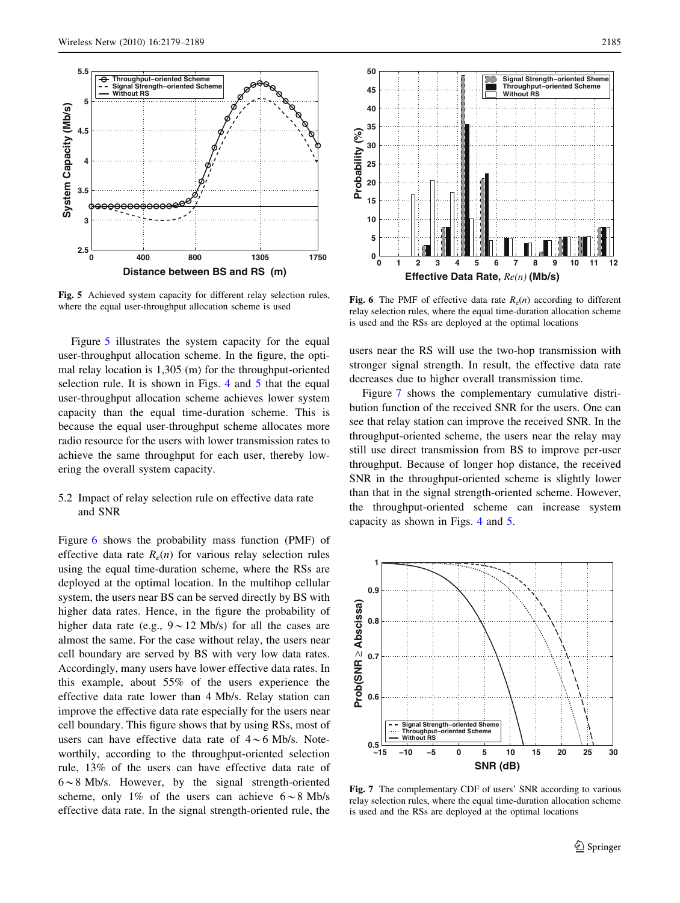Fig. 5 Achieved system capacity for different relay selection rules, where the equal user-throughput allocation scheme is used

Figure 5 illustrates the system capacity for the equal user-throughput allocation scheme. In the figure, the optimal relay location is 1,305 (m) for the throughput-oriented selection rule. It is shown in Figs. 4 and 5 that the equal user-throughput allocation scheme achieves lower system capacity than the equal time-duration scheme. This is because the equal user-throughput scheme allocates more radio resource for the users with lower transmission rates to achieve the same throughput for each user, thereby lowering the overall system capacity.

## 5.2 Impact of relay selection rule on effective data rate and SNR

Figure 6 shows the probability mass function (PMF) of effective data rate $R_e(n)$ for various relay selection rules using the equal time-duration scheme, where the RSs are deployed at the optimal location. In the multihop cellular system, the users near BS can be served directly by BS with higher data rates. Hence, in the figure the probability of higher data rate (e.g., $9 \sim 12$ Mb/s) for all the cases are almost the same. For the case without relay, the users near cell boundary are served by BS with very low data rates. Accordingly, many users have lower effective data rates. In this example, about 55% of the users experience the effective data rate lower than 4 Mb/s. Relay station can improve the effective data rate especially for the users near cell boundary. This figure shows that by using RSs, most of users can have effective data rate of $4 \sim 6$ Mb/s. Noteworthily, according to the throughput-oriented selection rule, 13% of the users can have effective data rate of $6 \sim 8$ Mb/s. However, by the signal strength-oriented scheme, only 1% of the users can achieve $6 \sim 8$ Mb/s effective data rate. In the signal strength-oriented rule, the users near the RS will use the two-hop transmission with stronger signal strength. In result, the effective data rate decreases due to higher overall transmission time.

Fig. 6 The PMF of effective data rate $R_e(n)$ according to different relay selection rules, where the equal time-duration allocation scheme is used and the RSs are deployed at the optimal locations

Figure 7 shows the complementary cumulative distribution function of the received SNR for the users. One can see that relay station can improve the received SNR. In the throughput-oriented scheme, the users near the relay may still use direct transmission from BS to improve per-user throughput. Because of longer hop distance, the received SNR in the throughput-oriented scheme is slightly lower than that in the signal strength-oriented scheme. However, the throughput-oriented scheme can increase system capacity as shown in Figs. 4 and 5.

Fig. 7 The complementary CDF of users' SNR according to various relay selection rules, where the equal time-duration allocation scheme is used and the RSs are deployed at the optimal locations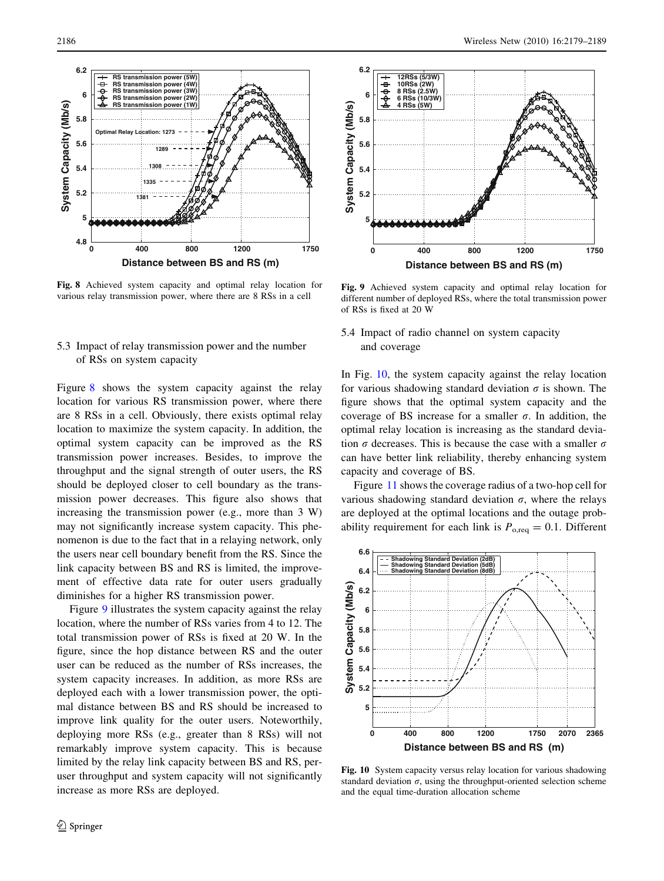Fig. 8 Achieved system capacity and optimal relay location for various relay transmission power, where there are 8 RSs in a cell

Fig. 9 Achieved system capacity and optimal relay location for different number of deployed RSs, where the total transmission power of RSs is fixed at 20 W

### 5.3 Impact of relay transmission power and the number of RSs on system capacity

Figure 8 shows the system capacity against the relay location for various RS transmission power, where there are 8 RSs in a cell. Obviously, there exists optimal relay location to maximize the system capacity. In addition, the optimal system capacity can be improved as the RS transmission power increases. Besides, to improve the throughput and the signal strength of outer users, the RS should be deployed closer to cell boundary as the transmission power decreases. This figure also shows that increasing the transmission power (e.g., more than 3 W) may not significantly increase system capacity. This phenomenon is due to the fact that in a relaying network, only the users near cell boundary benefit from the RS. Since the link capacity between BS and RS is limited, the improvement of effective data rate for outer users gradually diminishes for a higher RS transmission power.

Figure 9 illustrates the system capacity against the relay location, where the number of RSs varies from 4 to 12. The total transmission power of RSs is fixed at 20 W. In the figure, since the hop distance between RS and the outer user can be reduced as the number of RSs increases, the system capacity increases. In addition, as more RSs are deployed each with a lower transmission power, the optimal distance between BS and RS should be increased to improve link quality for the outer users. Noteworthily, deploying more RSs (e.g., greater than 8 RSs) will not remarkably improve system capacity. This is because limited by the relay link capacity between BS and RS, per-user throughput and system capacity will not significantly increase as more RSs are deployed.

### 5.4 Impact of radio channel on system capacity and coverage

In Fig. 10, the system capacity against the relay location for various shadowing standard deviation $\sigma$ is shown. The figure shows that the optimal system capacity and the coverage of BS increase for a smaller $\sigma$. In addition, the optimal relay location is increasing as the standard deviation $\sigma$ decreases. This is because the case with a smaller $\sigma$ can have better link reliability, thereby enhancing system capacity and coverage of BS.

Figure 11 shows the coverage radius of a two-hop cell for various shadowing standard deviation $\sigma$, where the relays are deployed at the optimal locations and the outage probability requirement for each link is $P_{o,req} = 0.1$. Different

Fig. 10 System capacity versus relay location for various shadowing standard deviation $\sigma$, using the throughput-oriented selection scheme and the equal time-duration allocation scheme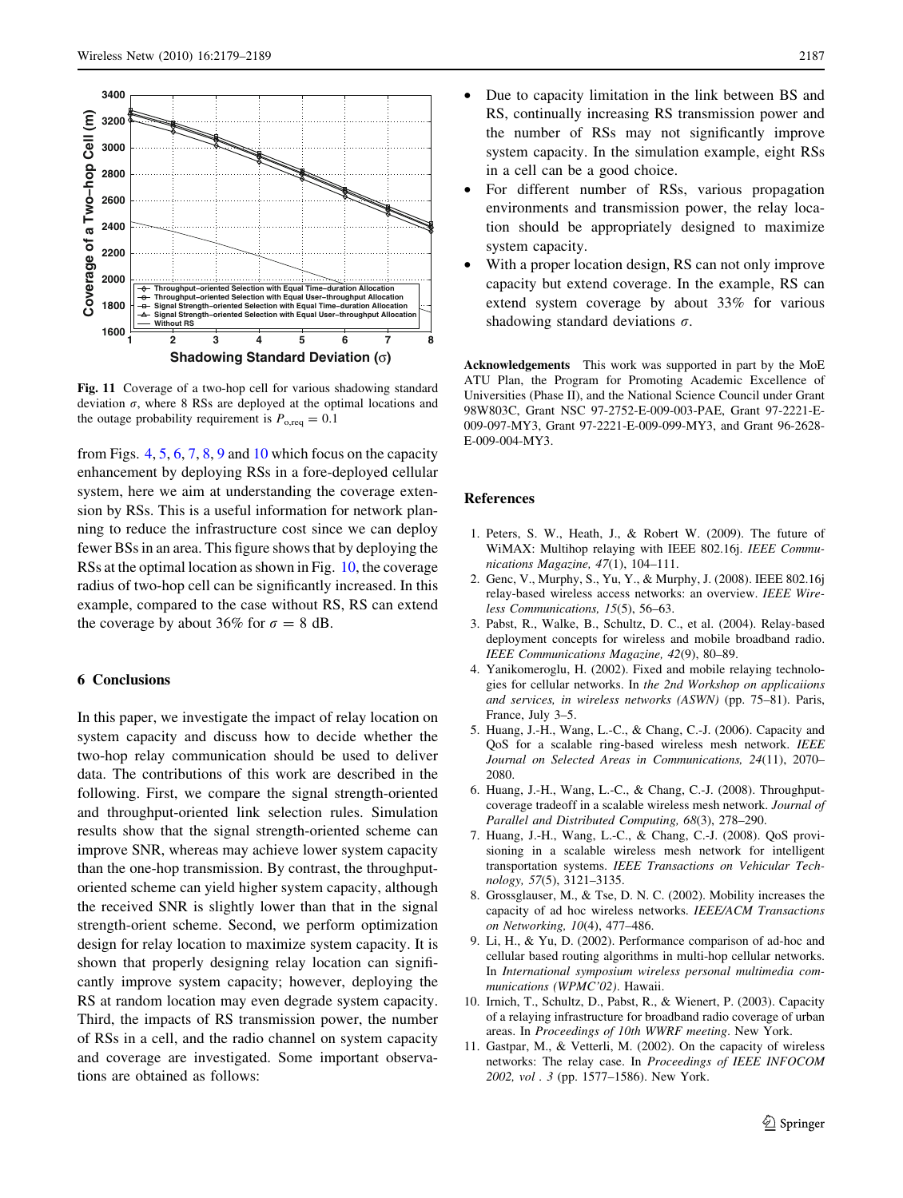**Fig. 11** Coverage of a two-hop cell for various shadowing standard deviation $\sigma$, where 8 RSs are deployed at the optimal locations and the outage probability requirement is $P_{\mathrm{o,req}} = 0.1$

from Figs. 4, 5, 6, 7, 8, 9 and 10 which focus on the capacity enhancement by deploying RSs in a fore-deployed cellular system, here we aim at understanding the coverage extension by RSs. This is a useful information for network planning to reduce the infrastructure cost since we can deploy fewer BSs in an area. This figure shows that by deploying the RSs at the optimal location as shown in Fig. 10, the coverage radius of two-hop cell can be significantly increased. In this example, compared to the case without RS, RS can extend the coverage by about 36% for $\sigma = 8$ dB.

## 6 Conclusions

In this paper, we investigate the impact of relay location on system capacity and discuss how to decide whether the two-hop relay communication should be used to deliver data. The contributions of this work are described in the following. First, we compare the signal strength-oriented and throughput-oriented link selection rules. Simulation results show that the signal strength-oriented scheme can improve SNR, whereas may achieve lower system capacity than the one-hop transmission. By contrast, the throughput-oriented scheme can yield higher system capacity, although the received SNR is slightly lower than that in the signal strength-orient scheme. Second, we perform optimization design for relay location to maximize system capacity. It is shown that properly designing relay location can significantly improve system capacity; however, deploying the RS at random location may even degrade system capacity. Third, the impacts of RS transmission power, the number of RSs in a cell, and the radio channel on system capacity and coverage are investigated. Some important observations are obtained as follows:

- Due to capacity limitation in the link between BS and RS, continually increasing RS transmission power and the number of RSs may not significantly improve system capacity. In the simulation example, eight RSs in a cell can be a good choice.
- For different number of RSs, various propagation environments and transmission power, the relay location should be appropriately designed to maximize system capacity.
- With a proper location design, RS can not only improve capacity but extend coverage. In the example, RS can extend system coverage by about 33% for various shadowing standard deviations $\sigma$.

**Acknowledgements** This work was supported in part by the MoE ATU Plan, the Program for Promoting Academic Excellence of Universities (Phase II), and the National Science Council under Grant 98W803C, Grant NSC 97-2752-E-009-003-PAE, Grant 97-2221-E-009-097-MY3, Grant 97-2221-E-009-099-MY3, and Grant 96-2628-E-009-004-MY3.

## References

1. Peters, S. W., Heath, J., & Robert W. (2009). The future of WiMAX: Multihop relaying with IEEE 802.16j. *IEEE Communications Magazine, 47*(1), 104–111.
2. Genc, V., Murphy, S., Yu, Y., & Murphy, J. (2008). IEEE 802.16j relay-based wireless access networks: an overview. *IEEE Wireless Communications, 15*(5), 56–63.
3. Pabst, R., Walke, B., Schultz, D. C., et al. (2004). Relay-based deployment concepts for wireless and mobile broadband radio. *IEEE Communications Magazine, 42*(9), 80–89.
4. Yanikomeroglu, H. (2002). Fixed and mobile relaying technologies for cellular networks. In *the 2nd Workshop on applicaiions and services, in wireless networks (ASWN)* (pp. 75–81). Paris, France, July 3–5.
5. Huang, J.-H., Wang, L.-C., & Chang, C.-J. (2006). Capacity and QoS for a scalable ring-based wireless mesh network. *IEEE Journal on Selected Areas in Communications, 24*(11), 2070–2080.
6. Huang, J.-H., Wang, L.-C., & Chang, C.-J. (2008). Throughput-coverage tradeoff in a scalable wireless mesh network. *Journal of Parallel and Distributed Computing, 68*(3), 278–290.
7. Huang, J.-H., Wang, L.-C., & Chang, C.-J. (2008). QoS provisioning in a scalable wireless mesh network for intelligent transportation systems. *IEEE Transactions on Vehicular Technology, 57*(5), 3121–3135.
8. Grossglauser, M., & Tse, D. N. C. (2002). Mobility increases the capacity of ad hoc wireless networks. *IEEE/ACM Transactions on Networking, 10*(4), 477–486.
9. Li, H., & Yu, D. (2002). Performance comparison of ad-hoc and cellular based routing algorithms in multi-hop cellular networks. In *International symposium wireless personal multimedia communications (WPMC'02)*. Hawaii.
10. Irnich, T., Schultz, D., Pabst, R., & Wienert, P. (2003). Capacity of a relaying infrastructure for broadband radio coverage of urban areas. In *Proceedings of 10th WWRF meeting*. New York.
11. Gastpar, M., & Vetterli, M. (2002). On the capacity of wireless networks: The relay case. In *Proceedings of IEEE INFOCOM 2002, vol . 3* (pp. 1577–1586). New York.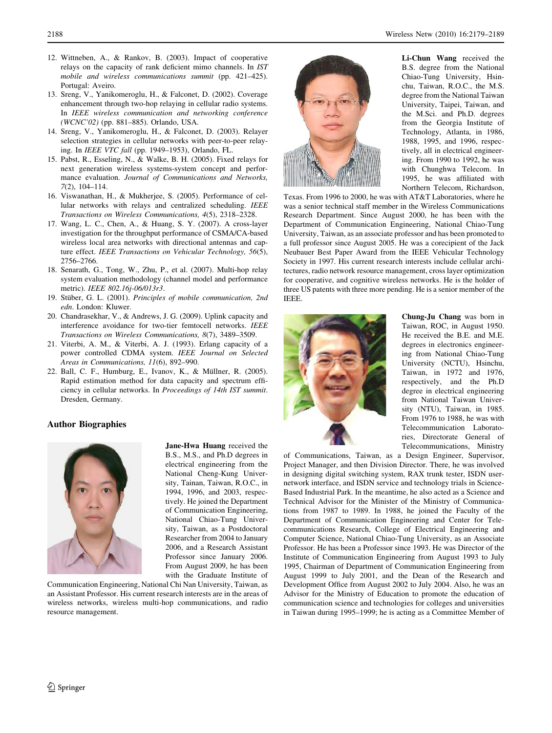12. Wittneben, A., & Rankov, B. (2003). Impact of cooperative relays on the capacity of rank deficient mimo channels. In *IST mobile and wireless communications summit* (pp. 421–425). Portugal: Aveiro.
13. Sreng, V., Yanikomeroglu, H., & Falconet, D. (2002). Coverage enhancement through two-hop relaying in cellular radio systems. In *IEEE wireless communication and networking conference (WCNC'02)* (pp. 881–885). Orlando, USA.
14. Sreng, V., Yanikomeroglu, H., & Falconet, D. (2003). Relayer selection strategies in cellular networks with peer-to-peer relaying. In *IEEE VTC fall* (pp. 1949–1953), Orlando, FL.
15. Pabst, R., Esseling, N., & Walke, B. H. (2005). Fixed relays for next generation wireless systems-system concept and performance evaluation. *Journal of Communications and Networks, 7*(2), 104–114.
16. Viswanathan, H., & Mukherjee, S. (2005). Performance of cellular networks with relays and centralized scheduling. *IEEE Transactions on Wireless Communications, 4*(5), 2318–2328.
17. Wang, L. C., Chen, A., & Huang, S. Y. (2007). A cross-layer investigation for the throughput performance of CSMA/CA-based wireless local area networks with directional antennas and capture effect. *IEEE Transactions on Vehicular Technology, 56*(5), 2756–2766.
18. Senarath, G., Tong, W., Zhu, P., et al. (2007). Multi-hop relay system evaluation methodology (channel model and performance metric). *IEEE 802.16j-06/013r3*.
19. Stüber, G. L. (2001). *Principles of mobile communication, 2nd edn*. London: Kluwer.
20. Chandrasekhar, V., & Andrews, J. G. (2009). Uplink capacity and interference avoidance for two-tier femtocell networks. *IEEE Transactions on Wireless Communications, 8*(7), 3489–3509.
21. Viterbi, A. M., & Viterbi, A. J. (1993). Erlang capacity of a power controlled CDMA system. *IEEE Journal on Selected Areas in Communications, 11*(6), 892–990.
22. Ball, C. F., Humburg, E., Ivanov, K., & Müllner, R. (2005). Rapid estimation method for data capacity and spectrum efficiency in cellular networks. In *Proceedings of 14th IST summit*. Dresden, Germany.

## Author Biographies

**Jane-Hwa Huang** received the B.S., M.S., and Ph.D degrees in electrical engineering from the National Cheng-Kung University, Tainan, Taiwan, R.O.C., in 1994, 1996, and 2003, respectively. He joined the Department of Communication Engineering, National Chiao-Tung University, Taiwan, as a Postdoctoral Researcher from 2004 to January 2006, and a Research Assistant Professor since January 2006. From August 2009, he has been with the Graduate Institute of Communication Engineering, National Chi Nan University, Taiwan, as an Assistant Professor. His current research interests are in the areas of wireless networks, wireless multi-hop communications, and radio resource management.

**Li-Chun Wang** received the B.S. degree from the National Chiao-Tung University, Hsinchu, Taiwan, R.O.C., the M.S. degree from the National Taiwan University, Taipei, Taiwan, and the M.Sci. and Ph.D. degrees from the Georgia Institute of Technology, Atlanta, in 1986, 1988, 1995, and 1996, respectively, all in electrical engineering. From 1990 to 1992, he was with Chunghwa Telecom. In 1995, he was affiliated with Northern Telecom, Richardson, Texas. From 1996 to 2000, he was with AT&T Laboratories, where he was a senior technical staff member in the Wireless Communications Research Department. Since August 2000, he has been with the Department of Communication Engineering, National Chiao-Tung University, Taiwan, as an associate professor and has been promoted to a full professor since August 2005. He was a corecipient of the Jack Neubauer Best Paper Award from the IEEE Vehicular Technology Society in 1997. His current research interests include cellular architectures, radio network resource management, cross layer optimization for cooperative, and cognitive wireless networks. He is the holder of three US patents with three more pending. He is a senior member of the IEEE.

**Chung-Ju Chang** was born in Taiwan, ROC, in August 1950. He received the B.E. and M.E. degrees in electronics engineering from National Chiao-Tung University (NCTU), Hsinchu, Taiwan, in 1972 and 1976, respectively, and the Ph.D degree in electrical engineering from National Taiwan University (NTU), Taiwan, in 1985. From 1976 to 1988, he was with Telecommunication Laboratories, Directorate General of Telecommunications, Ministry of Communications, Taiwan, as a Design Engineer, Supervisor, Project Manager, and then Division Director. There, he was involved in designing digital switching system, RAX trunk tester, ISDN user-network interface, and ISDN service and technology trials in Science-Based Industrial Park. In the meantime, he also acted as a Science and Technical Advisor for the Minister of the Ministry of Communications from 1987 to 1989. In 1988, he joined the Faculty of the Department of Communication Engineering and Center for Telecommunications Research, College of Electrical Engineering and Computer Science, National Chiao-Tung University, as an Associate Professor. He has been a Professor since 1993. He was Director of the Institute of Communication Engineering from August 1993 to July 1995, Chairman of Department of Communication Engineering from August 1999 to July 2001, and the Dean of the Research and Development Office from August 2002 to July 2004. Also, he was an Advisor for the Ministry of Education to promote the education of communication science and technologies for colleges and universities in Taiwan during 1995–1999; he is acting as a Committee Member of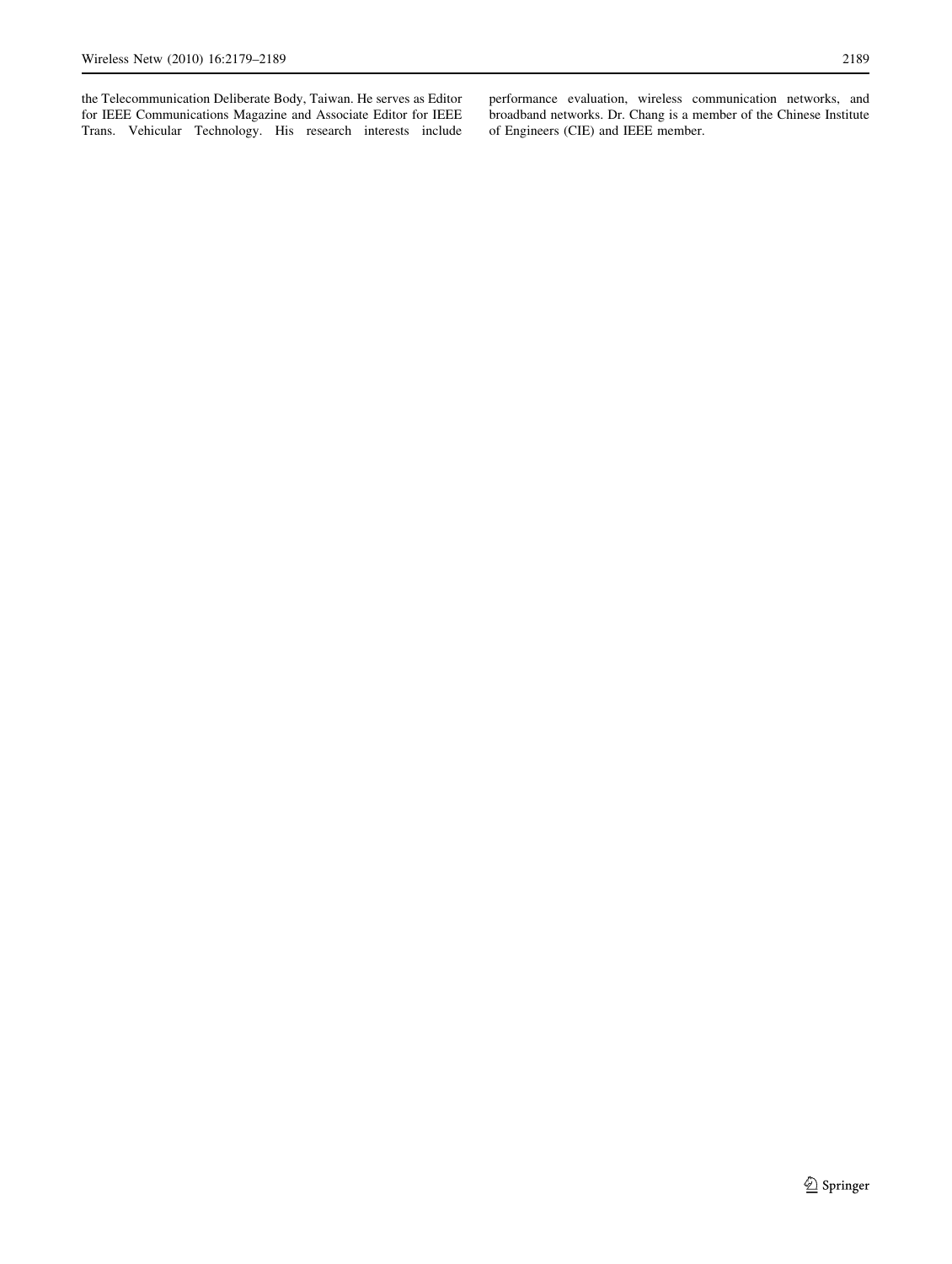the Telecommunication Deliberate Body, Taiwan. He serves as Editor for IEEE Communications Magazine and Associate Editor for IEEE Trans. Vehicular Technology. His research interests include performance evaluation, wireless communication networks, and broadband networks. Dr. Chang is a member of the Chinese Institute of Engineers (CIE) and IEEE member.